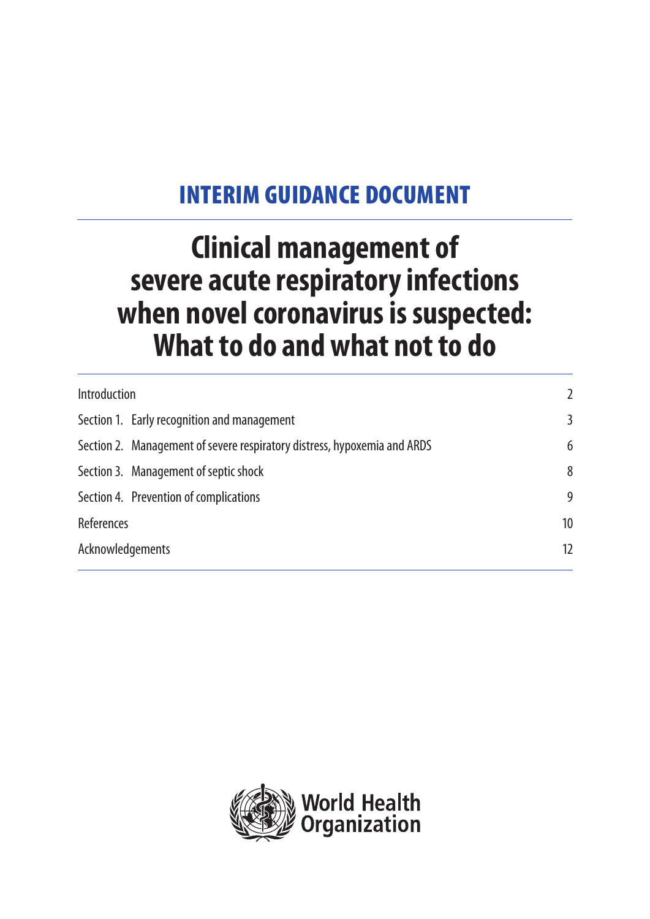## INTERIM GUIDANCE DOCUMENT

# Clinical management of severe acute respiratory infections when novel coronavirus is suspected: What to do and what not to do

| | |
|---|---|
| Introduction | 2 |
| Section 1. Early recognition and management | 3 |
| Section 2. Management of severe respiratory distress, hypoxemia and ARDS | 6 |
| Section 3. Management of septic shock | 8 |
| Section 4. Prevention of complications | 9 |
| References | 10 |
| Acknowledgements | 12 |

World Health Organization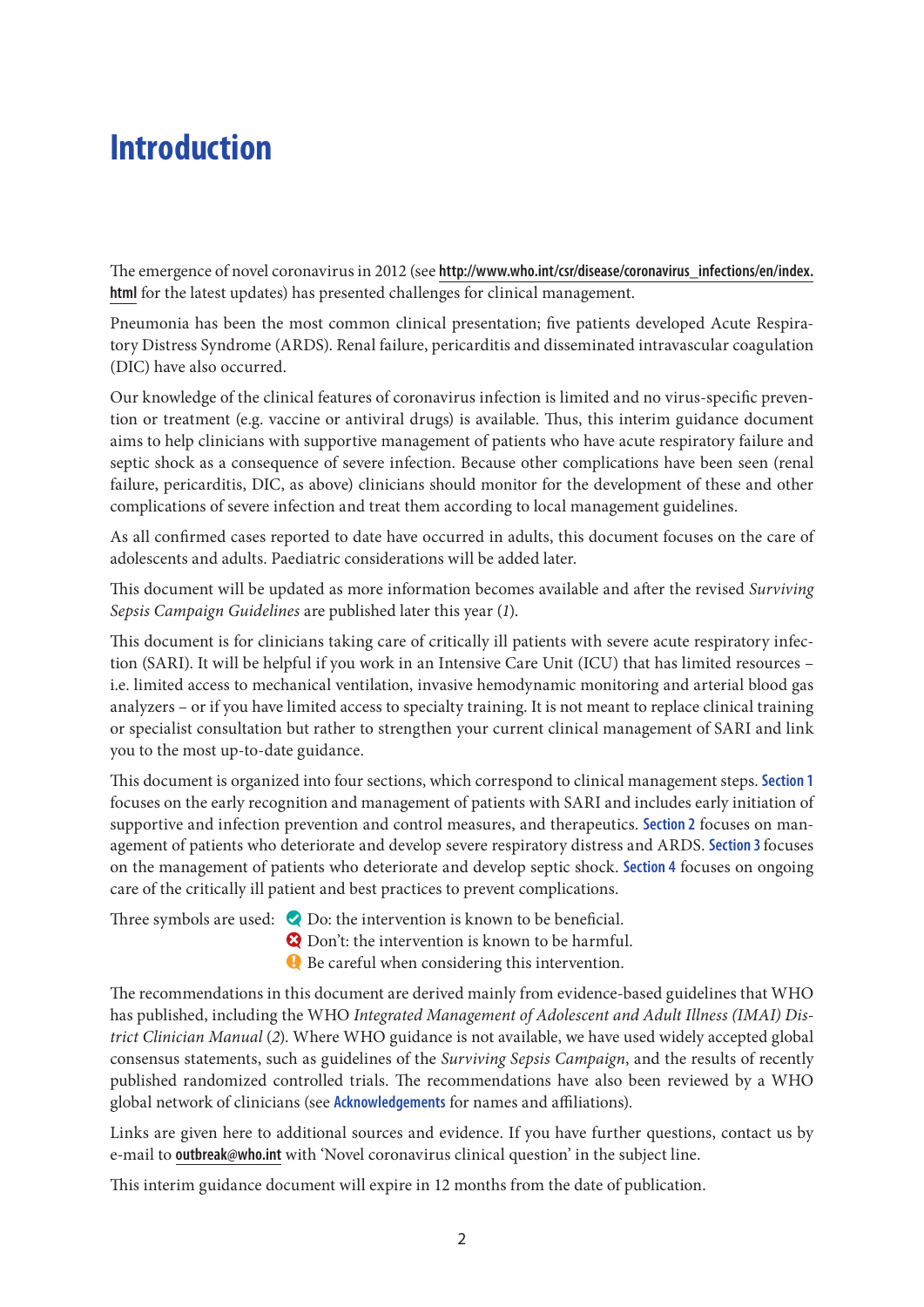# Introduction

The emergence of novel coronavirus in 2012 (see **http://www.who.int/csr/disease/coronavirus_infections/en/index.html** for the latest updates) has presented challenges for clinical management.

Pneumonia has been the most common clinical presentation; five patients developed Acute Respiratory Distress Syndrome (ARDS). Renal failure, pericarditis and disseminated intravascular coagulation (DIC) have also occurred.

Our knowledge of the clinical features of coronavirus infection is limited and no virus-specific prevention or treatment (e.g. vaccine or antiviral drugs) is available. Thus, this interim guidance document aims to help clinicians with supportive management of patients who have acute respiratory failure and septic shock as a consequence of severe infection. Because other complications have been seen (renal failure, pericarditis, DIC, as above) clinicians should monitor for the development of these and other complications of severe infection and treat them according to local management guidelines.

As all confirmed cases reported to date have occurred in adults, this document focuses on the care of adolescents and adults. Paediatric considerations will be added later.

This document will be updated as more information becomes available and after the revised *Surviving Sepsis Campaign Guidelines* are published later this year (*1*).

This document is for clinicians taking care of critically ill patients with severe acute respiratory infection (SARI). It will be helpful if you work in an Intensive Care Unit (ICU) that has limited resources – i.e. limited access to mechanical ventilation, invasive hemodynamic monitoring and arterial blood gas analyzers – or if you have limited access to specialty training. It is not meant to replace clinical training or specialist consultation but rather to strengthen your current clinical management of SARI and link you to the most up-to-date guidance.

This document is organized into four sections, which correspond to clinical management steps. **Section 1** focuses on the early recognition and management of patients with SARI and includes early initiation of supportive and infection prevention and control measures, and therapeutics. **Section 2** focuses on management of patients who deteriorate and develop severe respiratory distress and ARDS. **Section 3** focuses on the management of patients who deteriorate and develop septic shock. **Section 4** focuses on ongoing care of the critically ill patient and best practices to prevent complications.

Three symbols are used:

- ✔ Do: the intervention is known to be beneficial.
- ✖ Don't: the intervention is known to be harmful.
- ! Be careful when considering this intervention.

The recommendations in this document are derived mainly from evidence-based guidelines that WHO has published, including the WHO *Integrated Management of Adolescent and Adult Illness (IMAI) District Clinician Manual* (*2*). Where WHO guidance is not available, we have used widely accepted global consensus statements, such as guidelines of the *Surviving Sepsis Campaign*, and the results of recently published randomized controlled trials. The recommendations have also been reviewed by a WHO global network of clinicians (see **Acknowledgements** for names and affiliations).

Links are given here to additional sources and evidence. If you have further questions, contact us by e-mail to **outbreak@who.int** with 'Novel coronavirus clinical question' in the subject line.

This interim guidance document will expire in 12 months from the date of publication.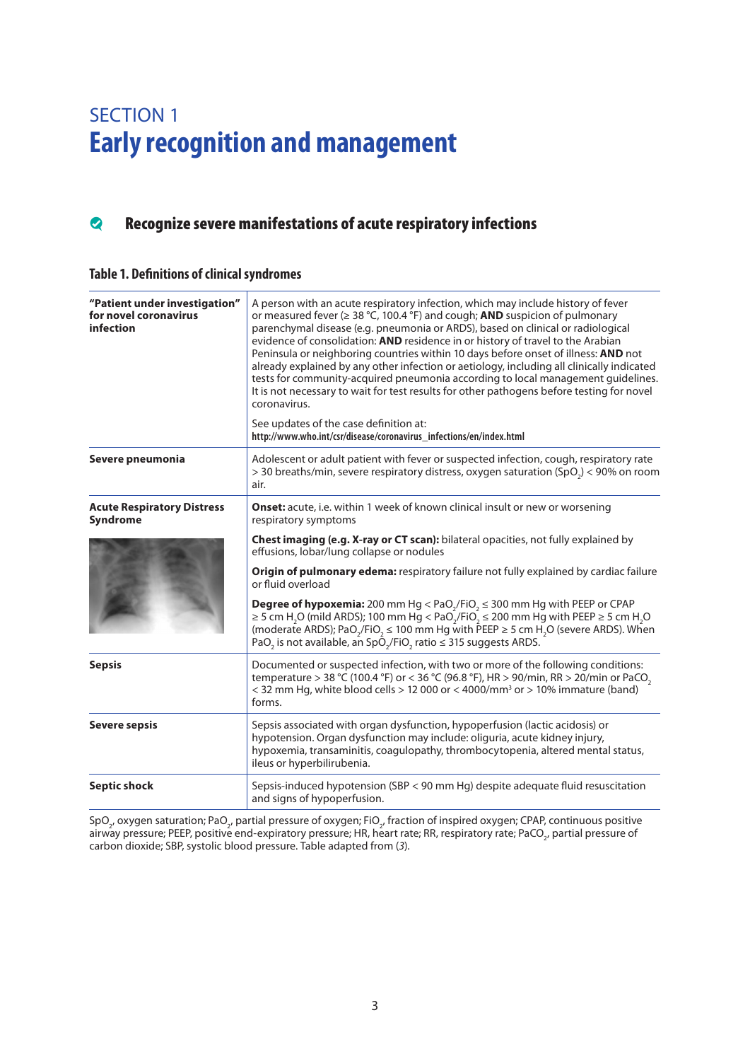# SECTION 1
# Early recognition and management

## Recognize severe manifestations of acute respiratory infections

### Table 1. Definitions of clinical syndromes

| | |
|---|---|
| **"Patient under investigation" for novel coronavirus infection** | A person with an acute respiratory infection, which may include history of fever or measured fever (≥ 38 °C, 100.4 °F) and cough; **AND** suspicion of pulmonary parenchymal disease (e.g. pneumonia or ARDS), based on clinical or radiological evidence of consolidation: **AND** residence in or history of travel to the Arabian Peninsula or neighboring countries within 10 days before onset of illness: **AND** not already explained by any other infection or aetiology, including all clinically indicated tests for community-acquired pneumonia according to local management guidelines. It is not necessary to wait for test results for other pathogens before testing for novel coronavirus. See updates of the case definition at: http://www.who.int/csr/disease/coronavirus_infections/en/index.html |
| **Severe pneumonia** | Adolescent or adult patient with fever or suspected infection, cough, respiratory rate > 30 breaths/min, severe respiratory distress, oxygen saturation ($SpO_2$) < 90% on room air. |
| **Acute Respiratory Distress Syndrome** | **Onset:** acute, i.e. within 1 week of known clinical insult or new or worsening respiratory symptoms |
| | **Chest imaging (e.g. X-ray or CT scan):** bilateral opacities, not fully explained by effusions, lobar/lung collapse or nodules |
| | **Origin of pulmonary edema:** respiratory failure not fully explained by cardiac failure or fluid overload |
| | **Degree of hypoxemia:** 200 mm Hg < $PaO_2/FiO_2$ ≤ 300 mm Hg with PEEP or CPAP ≥ 5 cm $H_2O$ (mild ARDS); 100 mm Hg < $PaO_2/FiO_2$ ≤ 200 mm Hg with PEEP ≥ 5 cm $H_2O$ (moderate ARDS); $PaO_2/FiO_2$ ≤ 100 mm Hg with PEEP ≥ 5 cm $H_2O$ (severe ARDS). When $PaO_2$ is not available, an $SpO_2/FiO_2$ ratio ≤ 315 suggests ARDS. |
| **Sepsis** | Documented or suspected infection, with two or more of the following conditions: temperature > 38 °C (100.4 °F) or < 36 °C (96.8 °F), HR > 90/min, RR > 20/min or $PaCO_2$ < 32 mm Hg, white blood cells > 12 000 or < 4000/mm³ or > 10% immature (band) forms. |
| **Severe sepsis** | Sepsis associated with organ dysfunction, hypoperfusion (lactic acidosis) or hypotension. Organ dysfunction may include: oliguria, acute kidney injury, hypoxemia, transaminitis, coagulopathy, thrombocytopenia, altered mental status, ileus or hyperbilirubenia. |
| **Septic shock** | Sepsis-induced hypotension (SBP < 90 mm Hg) despite adequate fluid resuscitation and signs of hypoperfusion. |

$SpO_2$, oxygen saturation; $PaO_2$, partial pressure of oxygen; $FiO_2$, fraction of inspired oxygen; CPAP, continuous positive airway pressure; PEEP, positive end-expiratory pressure; HR, heart rate; RR, respiratory rate; $PaCO_2$, partial pressure of carbon dioxide; SBP, systolic blood pressure. Table adapted from (*3*).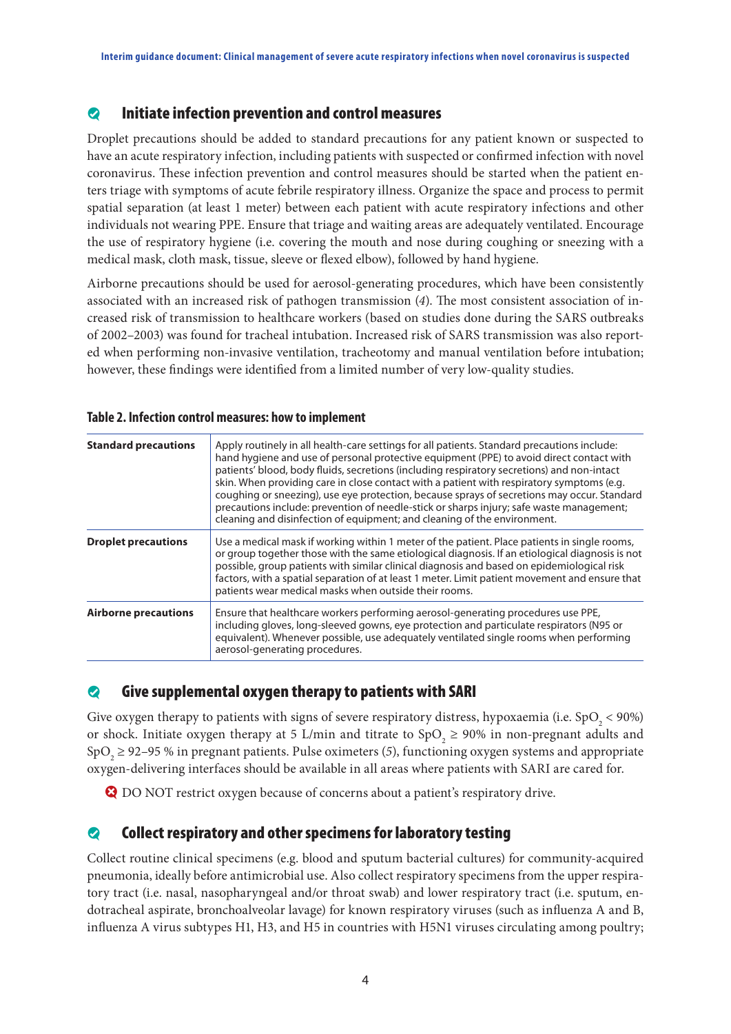## Initiate infection prevention and control measures

Droplet precautions should be added to standard precautions for any patient known or suspected to have an acute respiratory infection, including patients with suspected or confirmed infection with novel coronavirus. These infection prevention and control measures should be started when the patient enters triage with symptoms of acute febrile respiratory illness. Organize the space and process to permit spatial separation (at least 1 meter) between each patient with acute respiratory infections and other individuals not wearing PPE. Ensure that triage and waiting areas are adequately ventilated. Encourage the use of respiratory hygiene (i.e. covering the mouth and nose during coughing or sneezing with a medical mask, cloth mask, tissue, sleeve or flexed elbow), followed by hand hygiene.

Airborne precautions should be used for aerosol-generating procedures, which have been consistently associated with an increased risk of pathogen transmission (*4*). The most consistent association of increased risk of transmission to healthcare workers (based on studies done during the SARS outbreaks of 2002–2003) was found for tracheal intubation. Increased risk of SARS transmission was also reported when performing non-invasive ventilation, tracheotomy and manual ventilation before intubation; however, these findings were identified from a limited number of very low-quality studies.

**Table 2. Infection control measures: how to implement**

| | |
|---|---|
| **Standard precautions** | Apply routinely in all health-care settings for all patients. Standard precautions include: hand hygiene and use of personal protective equipment (PPE) to avoid direct contact with patients' blood, body fluids, secretions (including respiratory secretions) and non-intact skin. When providing care in close contact with a patient with respiratory symptoms (e.g. coughing or sneezing), use eye protection, because sprays of secretions may occur. Standard precautions include: prevention of needle-stick or sharps injury; safe waste management; cleaning and disinfection of equipment; and cleaning of the environment. |
| **Droplet precautions** | Use a medical mask if working within 1 meter of the patient. Place patients in single rooms, or group together those with the same etiological diagnosis. If an etiological diagnosis is not possible, group patients with similar clinical diagnosis and based on epidemiological risk factors, with a spatial separation of at least 1 meter. Limit patient movement and ensure that patients wear medical masks when outside their rooms. |
| **Airborne precautions** | Ensure that healthcare workers performing aerosol-generating procedures use PPE, including gloves, long-sleeved gowns, eye protection and particulate respirators (N95 or equivalent). Whenever possible, use adequately ventilated single rooms when performing aerosol-generating procedures. |

## Give supplemental oxygen therapy to patients with SARI

Give oxygen therapy to patients with signs of severe respiratory distress, hypoxaemia (i.e. $SpO_2 < 90\%$) or shock. Initiate oxygen therapy at 5 L/min and titrate to $SpO_2 \geq 90\%$ in non-pregnant adults and $SpO_2 \geq 92–95\ \%$ in pregnant patients. Pulse oximeters (*5*), functioning oxygen systems and appropriate oxygen-delivering interfaces should be available in all areas where patients with SARI are cared for.

DO NOT restrict oxygen because of concerns about a patient's respiratory drive.

## Collect respiratory and other specimens for laboratory testing

Collect routine clinical specimens (e.g. blood and sputum bacterial cultures) for community-acquired pneumonia, ideally before antimicrobial use. Also collect respiratory specimens from the upper respiratory tract (i.e. nasal, nasopharyngeal and/or throat swab) and lower respiratory tract (i.e. sputum, endotracheal aspirate, bronchoalveolar lavage) for known respiratory viruses (such as influenza A and B, influenza A virus subtypes H1, H3, and H5 in countries with H5N1 viruses circulating among poultry;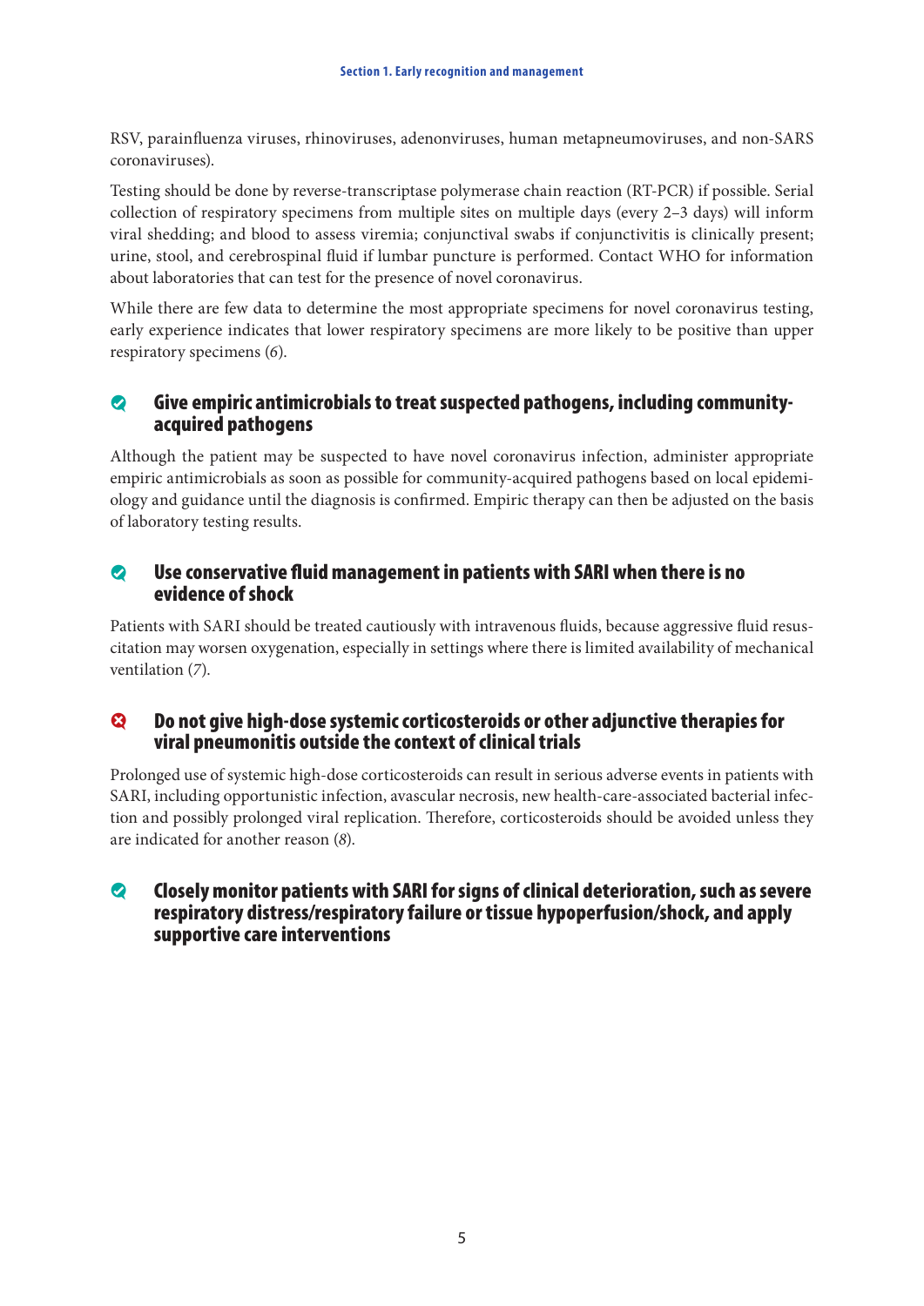RSV, parainfluenza viruses, rhinoviruses, adenonviruses, human metapneumoviruses, and non-SARS coronaviruses).

Testing should be done by reverse-transcriptase polymerase chain reaction (RT-PCR) if possible. Serial collection of respiratory specimens from multiple sites on multiple days (every 2–3 days) will inform viral shedding; and blood to assess viremia; conjunctival swabs if conjunctivitis is clinically present; urine, stool, and cerebrospinal fluid if lumbar puncture is performed. Contact WHO for information about laboratories that can test for the presence of novel coronavirus.

While there are few data to determine the most appropriate specimens for novel coronavirus testing, early experience indicates that lower respiratory specimens are more likely to be positive than upper respiratory specimens (*6*).

### ✓ Give empiric antimicrobials to treat suspected pathogens, including community-acquired pathogens

Although the patient may be suspected to have novel coronavirus infection, administer appropriate empiric antimicrobials as soon as possible for community-acquired pathogens based on local epidemiology and guidance until the diagnosis is confirmed. Empiric therapy can then be adjusted on the basis of laboratory testing results.

### ✓ Use conservative fluid management in patients with SARI when there is no evidence of shock

Patients with SARI should be treated cautiously with intravenous fluids, because aggressive fluid resuscitation may worsen oxygenation, especially in settings where there is limited availability of mechanical ventilation (*7*).

### ✗ Do not give high-dose systemic corticosteroids or other adjunctive therapies for viral pneumonitis outside the context of clinical trials

Prolonged use of systemic high-dose corticosteroids can result in serious adverse events in patients with SARI, including opportunistic infection, avascular necrosis, new health-care-associated bacterial infection and possibly prolonged viral replication. Therefore, corticosteroids should be avoided unless they are indicated for another reason (*8*).

### ✓ Closely monitor patients with SARI for signs of clinical deterioration, such as severe respiratory distress/respiratory failure or tissue hypoperfusion/shock, and apply supportive care interventions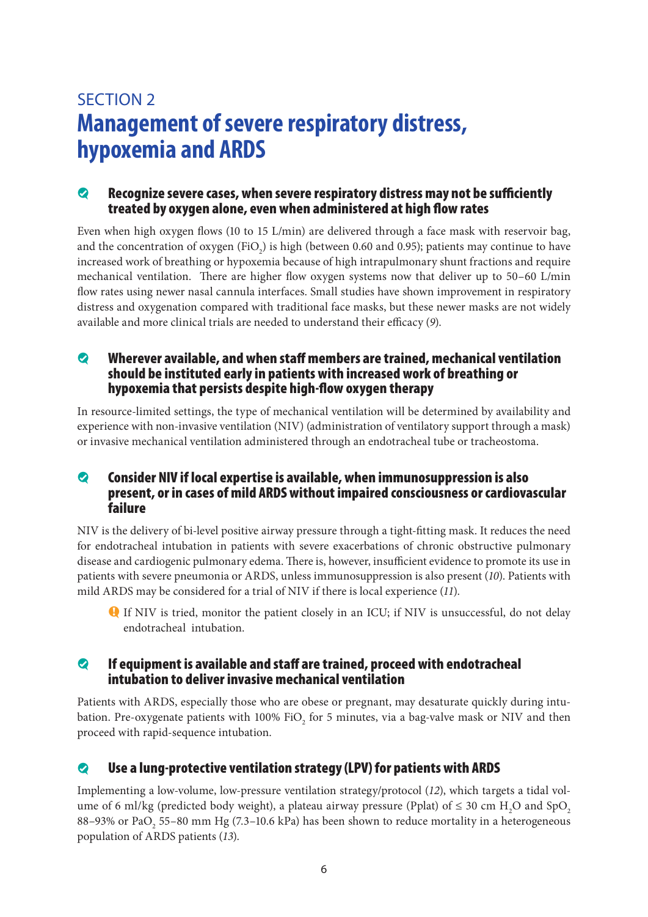SECTION 2

# Management of severe respiratory distress, hypoxemia and ARDS

### Recognize severe cases, when severe respiratory distress may not be sufficiently treated by oxygen alone, even when administered at high flow rates

Even when high oxygen flows (10 to 15 L/min) are delivered through a face mask with reservoir bag, and the concentration of oxygen ($FiO_2$) is high (between 0.60 and 0.95); patients may continue to have increased work of breathing or hypoxemia because of high intrapulmonary shunt fractions and require mechanical ventilation. There are higher flow oxygen systems now that deliver up to 50–60 L/min flow rates using newer nasal cannula interfaces. Small studies have shown improvement in respiratory distress and oxygenation compared with traditional face masks, but these newer masks are not widely available and more clinical trials are needed to understand their efficacy (*9*).

### Wherever available, and when staff members are trained, mechanical ventilation should be instituted early in patients with increased work of breathing or hypoxemia that persists despite high-flow oxygen therapy

In resource-limited settings, the type of mechanical ventilation will be determined by availability and experience with non-invasive ventilation (NIV) (administration of ventilatory support through a mask) or invasive mechanical ventilation administered through an endotracheal tube or tracheostoma.

### Consider NIV if local expertise is available, when immunosuppression is also present, or in cases of mild ARDS without impaired consciousness or cardiovascular failure

NIV is the delivery of bi-level positive airway pressure through a tight-fitting mask. It reduces the need for endotracheal intubation in patients with severe exacerbations of chronic obstructive pulmonary disease and cardiogenic pulmonary edema. There is, however, insufficient evidence to promote its use in patients with severe pneumonia or ARDS, unless immunosuppression is also present (*10*). Patients with mild ARDS may be considered for a trial of NIV if there is local experience (*11*).

- If NIV is tried, monitor the patient closely in an ICU; if NIV is unsuccessful, do not delay endotracheal intubation.

### If equipment is available and staff are trained, proceed with endotracheal intubation to deliver invasive mechanical ventilation

Patients with ARDS, especially those who are obese or pregnant, may desaturate quickly during intubation. Pre-oxygenate patients with 100% $FiO_2$ for 5 minutes, via a bag-valve mask or NIV and then proceed with rapid-sequence intubation.

### Use a lung-protective ventilation strategy (LPV) for patients with ARDS

Implementing a low-volume, low-pressure ventilation strategy/protocol (*12*), which targets a tidal volume of 6 ml/kg (predicted body weight), a plateau airway pressure (Pplat) of $\leq$ 30 cm $H_2O$ and $SpO_2$ 88–93% or $PaO_2$ 55–80 mm Hg (7.3–10.6 kPa) has been shown to reduce mortality in a heterogeneous population of ARDS patients (*13*).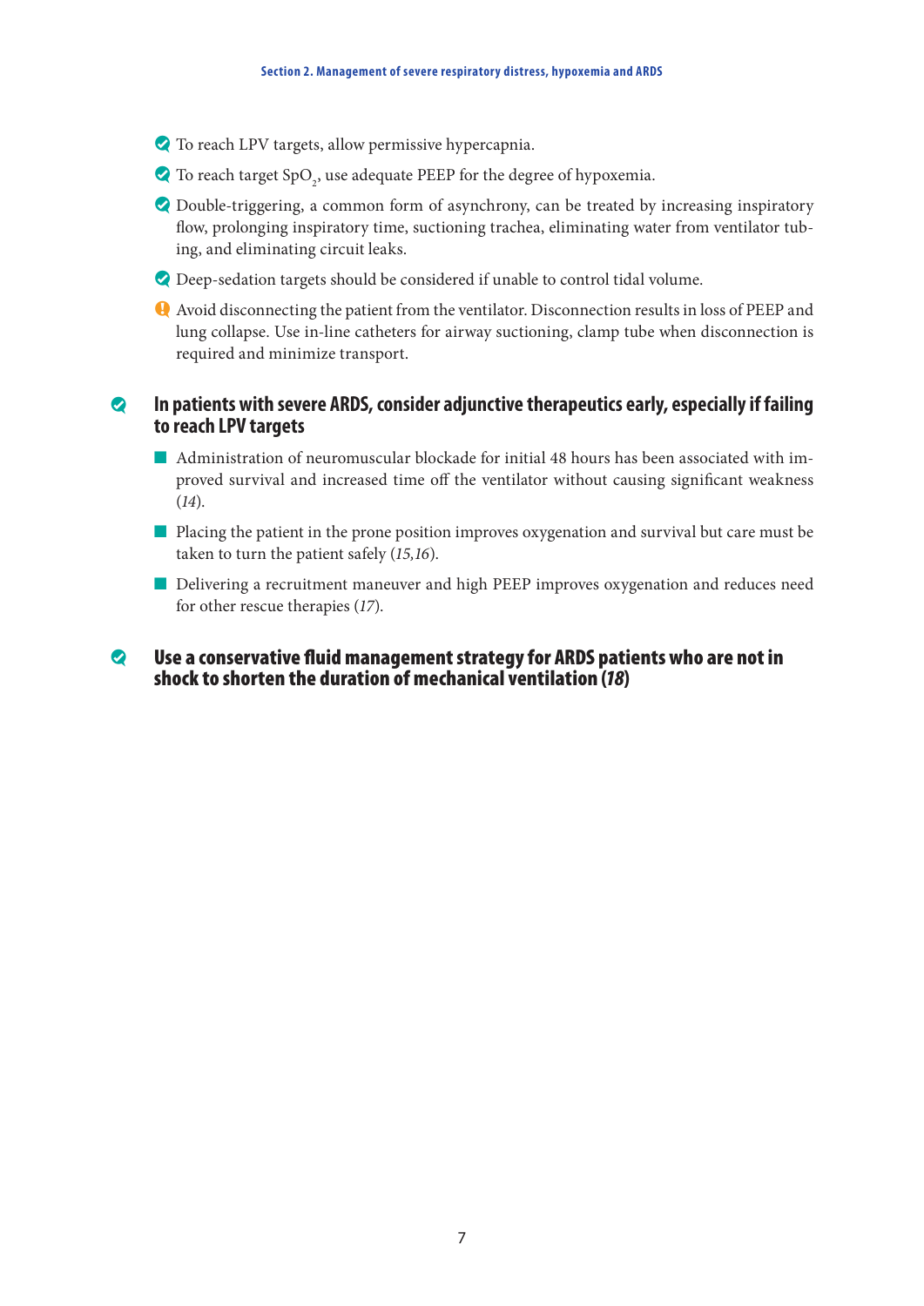- To reach LPV targets, allow permissive hypercapnia.
- To reach target $SpO_2$, use adequate PEEP for the degree of hypoxemia.
- Double-triggering, a common form of asynchrony, can be treated by increasing inspiratory flow, prolonging inspiratory time, suctioning trachea, eliminating water from ventilator tubing, and eliminating circuit leaks.
- Deep-sedation targets should be considered if unable to control tidal volume.
- Avoid disconnecting the patient from the ventilator. Disconnection results in loss of PEEP and lung collapse. Use in-line catheters for airway suctioning, clamp tube when disconnection is required and minimize transport.

### In patients with severe ARDS, consider adjunctive therapeutics early, especially if failing to reach LPV targets

- Administration of neuromuscular blockade for initial 48 hours has been associated with improved survival and increased time off the ventilator without causing significant weakness (*14*).
- Placing the patient in the prone position improves oxygenation and survival but care must be taken to turn the patient safely (*15,16*).
- Delivering a recruitment maneuver and high PEEP improves oxygenation and reduces need for other rescue therapies (*17*).

### Use a conservative fluid management strategy for ARDS patients who are not in shock to shorten the duration of mechanical ventilation (*18*)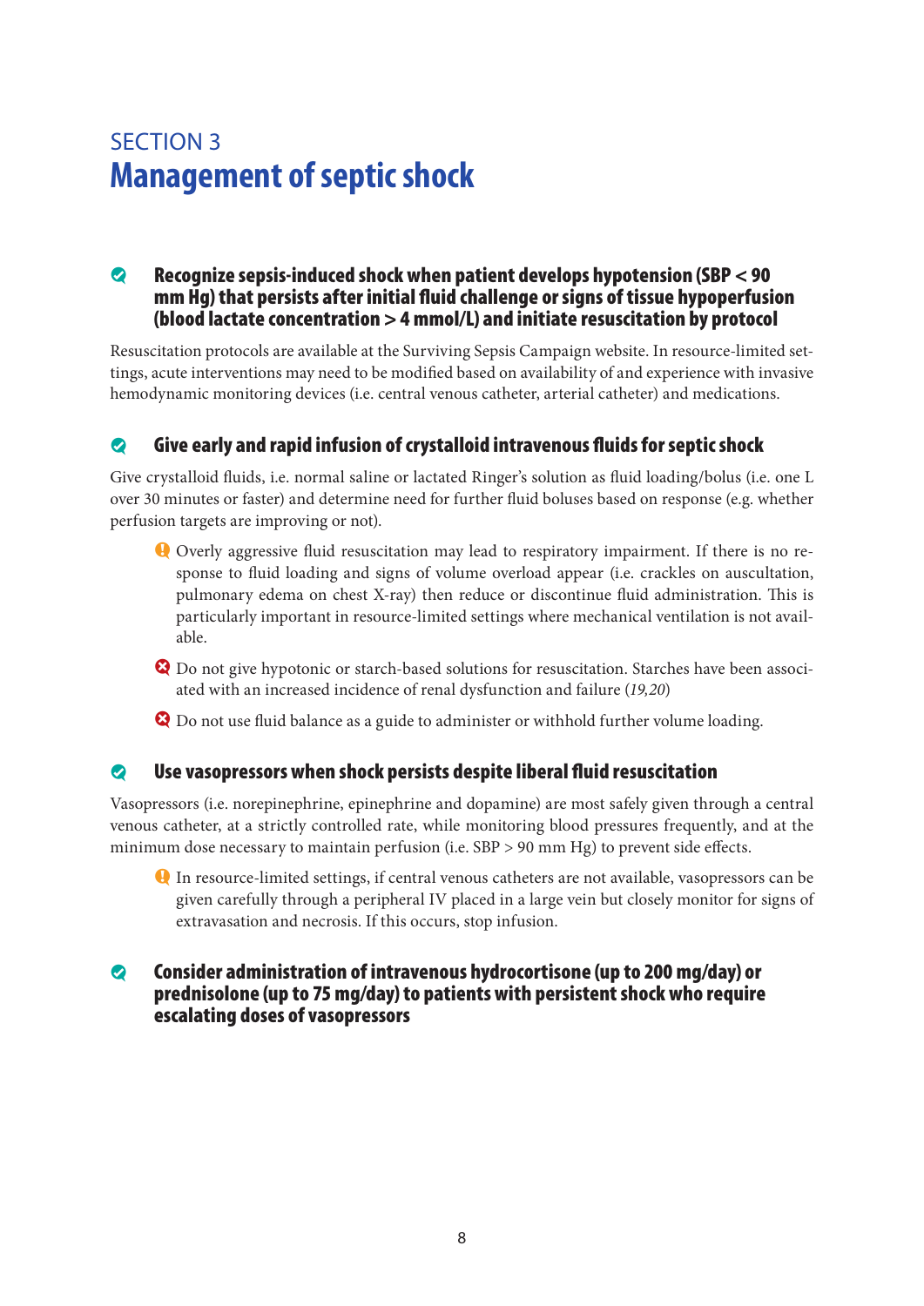# SECTION 3
## Management of septic shock

### Recognize sepsis-induced shock when patient develops hypotension (SBP < 90 mm Hg) that persists after initial fluid challenge or signs of tissue hypoperfusion (blood lactate concentration > 4 mmol/L) and initiate resuscitation by protocol

Resuscitation protocols are available at the Surviving Sepsis Campaign website. In resource-limited settings, acute interventions may need to be modified based on availability of and experience with invasive hemodynamic monitoring devices (i.e. central venous catheter, arterial catheter) and medications.

### Give early and rapid infusion of crystalloid intravenous fluids for septic shock

Give crystalloid fluids, i.e. normal saline or lactated Ringer's solution as fluid loading/bolus (i.e. one L over 30 minutes or faster) and determine need for further fluid boluses based on response (e.g. whether perfusion targets are improving or not).

- Overly aggressive fluid resuscitation may lead to respiratory impairment. If there is no response to fluid loading and signs of volume overload appear (i.e. crackles on auscultation, pulmonary edema on chest X-ray) then reduce or discontinue fluid administration. This is particularly important in resource-limited settings where mechanical ventilation is not available.
- Do not give hypotonic or starch-based solutions for resuscitation. Starches have been associated with an increased incidence of renal dysfunction and failure (*19,20*)
- Do not use fluid balance as a guide to administer or withhold further volume loading.

### Use vasopressors when shock persists despite liberal fluid resuscitation

Vasopressors (i.e. norepinephrine, epinephrine and dopamine) are most safely given through a central venous catheter, at a strictly controlled rate, while monitoring blood pressures frequently, and at the minimum dose necessary to maintain perfusion (i.e. SBP > 90 mm Hg) to prevent side effects.

- In resource-limited settings, if central venous catheters are not available, vasopressors can be given carefully through a peripheral IV placed in a large vein but closely monitor for signs of extravasation and necrosis. If this occurs, stop infusion.

### Consider administration of intravenous hydrocortisone (up to 200 mg/day) or prednisolone (up to 75 mg/day) to patients with persistent shock who require escalating doses of vasopressors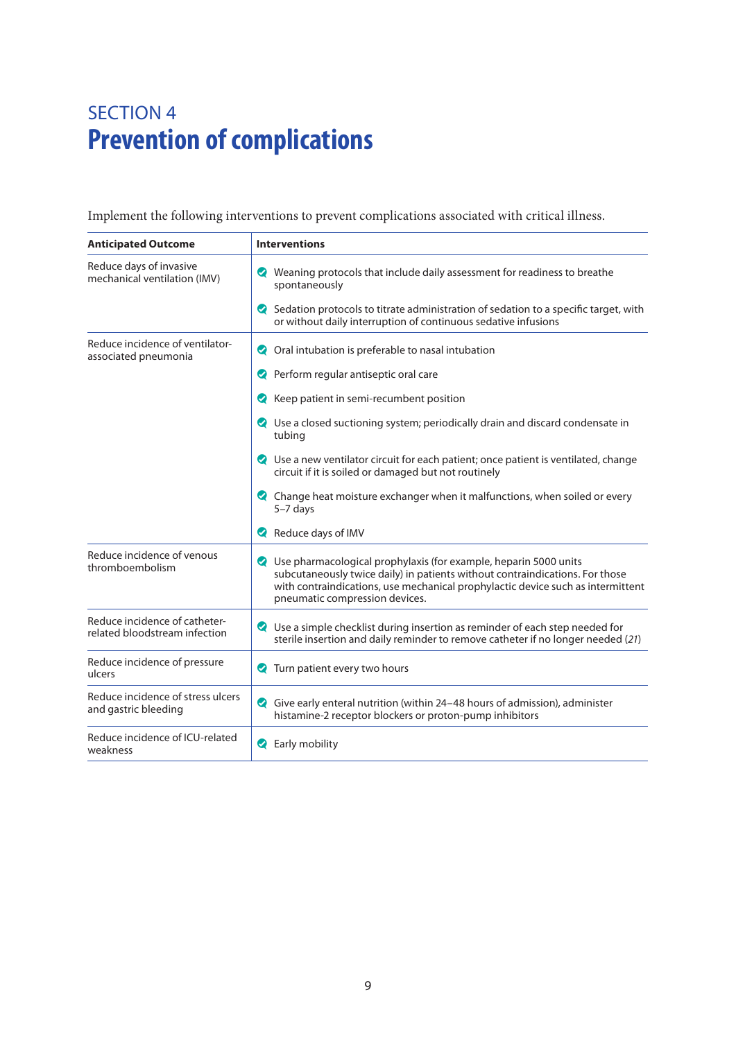# SECTION 4
# Prevention of complications

Implement the following interventions to prevent complications associated with critical illness.

| Anticipated Outcome | Interventions |
|---|---|
| Reduce days of invasive mechanical ventilation (IMV) | - Weaning protocols that include daily assessment for readiness to breathe spontaneously<br>- Sedation protocols to titrate administration of sedation to a specific target, with or without daily interruption of continuous sedative infusions |
| Reduce incidence of ventilator-associated pneumonia | - Oral intubation is preferable to nasal intubation<br>- Perform regular antiseptic oral care<br>- Keep patient in semi-recumbent position<br>- Use a closed suctioning system; periodically drain and discard condensate in tubing<br>- Use a new ventilator circuit for each patient; once patient is ventilated, change circuit if it is soiled or damaged but not routinely<br>- Change heat moisture exchanger when it malfunctions, when soiled or every 5–7 days<br>- Reduce days of IMV |
| Reduce incidence of venous thromboembolism | - Use pharmacological prophylaxis (for example, heparin 5000 units subcutaneously twice daily) in patients without contraindications. For those with contraindications, use mechanical prophylactic device such as intermittent pneumatic compression devices. |
| Reduce incidence of catheter-related bloodstream infection | - Use a simple checklist during insertion as reminder of each step needed for sterile insertion and daily reminder to remove catheter if no longer needed (*21*) |
| Reduce incidence of pressure ulcers | - Turn patient every two hours |
| Reduce incidence of stress ulcers and gastric bleeding | - Give early enteral nutrition (within 24–48 hours of admission), administer histamine-2 receptor blockers or proton-pump inhibitors |
| Reduce incidence of ICU-related weakness | - Early mobility |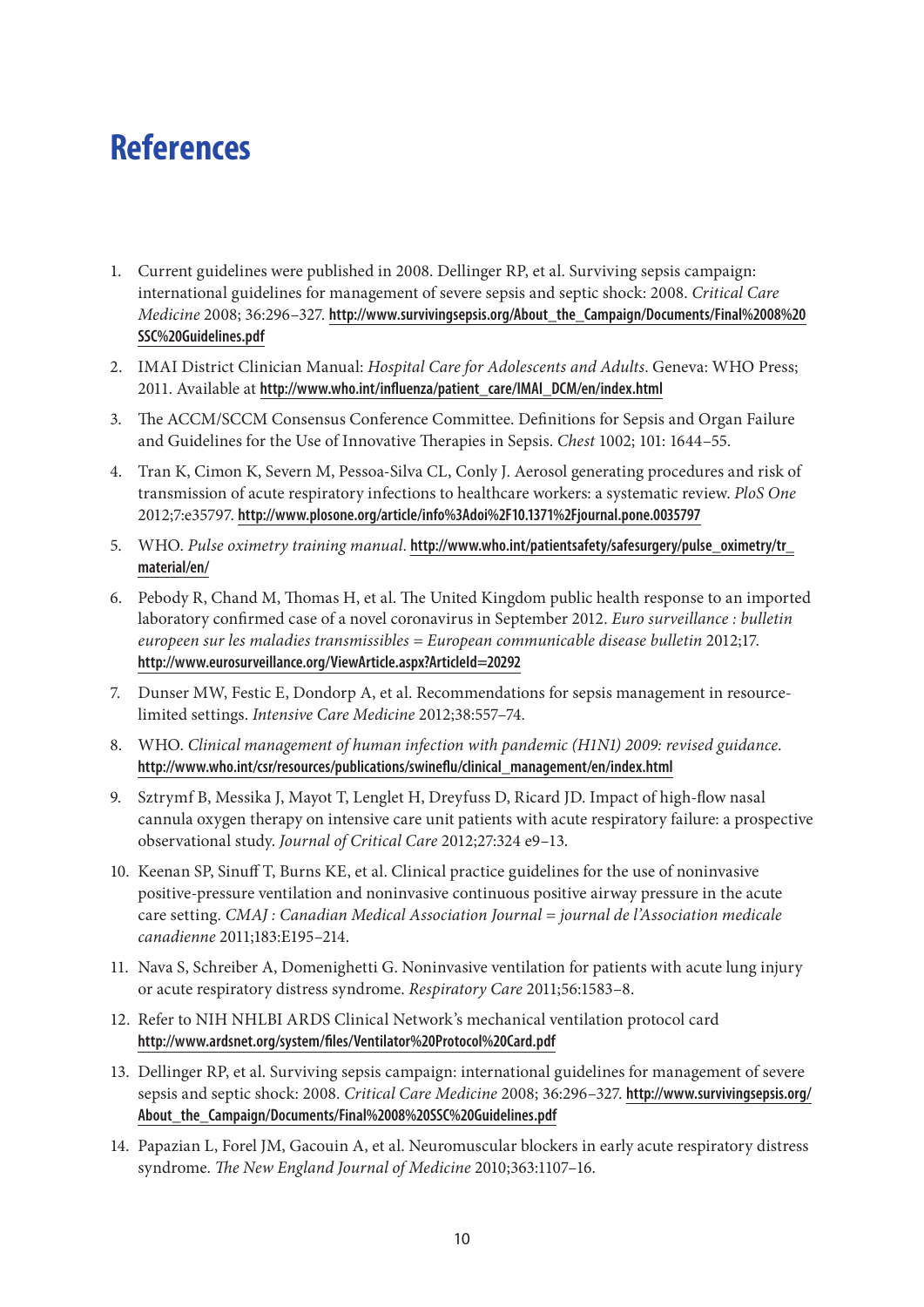# References

1. Current guidelines were published in 2008. Dellinger RP, et al. Surviving sepsis campaign: international guidelines for management of severe sepsis and septic shock: 2008. *Critical Care Medicine* 2008; 36:296–327. **http://www.survivingsepsis.org/About_the_Campaign/Documents/Final%2008%20SSC%20Guidelines.pdf**
2. IMAI District Clinician Manual: *Hospital Care for Adolescents and Adults*. Geneva: WHO Press; 2011. Available at **http://www.who.int/influenza/patient_care/IMAI_DCM/en/index.html**
3. The ACCM/SCCM Consensus Conference Committee. Definitions for Sepsis and Organ Failure and Guidelines for the Use of Innovative Therapies in Sepsis. *Chest* 1002; 101: 1644–55.
4. Tran K, Cimon K, Severn M, Pessoa-Silva CL, Conly J. Aerosol generating procedures and risk of transmission of acute respiratory infections to healthcare workers: a systematic review. *PloS One* 2012;7:e35797. **http://www.plosone.org/article/info%3Adoi%2F10.1371%2Fjournal.pone.0035797**
5. WHO. *Pulse oximetry training manual*. **http://www.who.int/patientsafety/safesurgery/pulse_oximetry/tr_material/en/**
6. Pebody R, Chand M, Thomas H, et al. The United Kingdom public health response to an imported laboratory confirmed case of a novel coronavirus in September 2012. *Euro surveillance : bulletin europeen sur les maladies transmissibles = European communicable disease bulletin* 2012;17. **http://www.eurosurveillance.org/ViewArticle.aspx?ArticleId=20292**
7. Dunser MW, Festic E, Dondorp A, et al. Recommendations for sepsis management in resource-limited settings. *Intensive Care Medicine* 2012;38:557–74.
8. WHO. *Clinical management of human infection with pandemic (H1N1) 2009: revised guidance*. **http://www.who.int/csr/resources/publications/swineflu/clinical_management/en/index.html**
9. Sztrymf B, Messika J, Mayot T, Lenglet H, Dreyfuss D, Ricard JD. Impact of high-flow nasal cannula oxygen therapy on intensive care unit patients with acute respiratory failure: a prospective observational study. *Journal of Critical Care* 2012;27:324 e9–13.
10. Keenan SP, Sinuff T, Burns KE, et al. Clinical practice guidelines for the use of noninvasive positive-pressure ventilation and noninvasive continuous positive airway pressure in the acute care setting. *CMAJ : Canadian Medical Association Journal = journal de l'Association medicale canadienne* 2011;183:E195–214.
11. Nava S, Schreiber A, Domenighetti G. Noninvasive ventilation for patients with acute lung injury or acute respiratory distress syndrome. *Respiratory Care* 2011;56:1583–8.
12. Refer to NIH NHLBI ARDS Clinical Network's mechanical ventilation protocol card **http://www.ardsnet.org/system/files/Ventilator%20Protocol%20Card.pdf**
13. Dellinger RP, et al. Surviving sepsis campaign: international guidelines for management of severe sepsis and septic shock: 2008. *Critical Care Medicine* 2008; 36:296–327. **http://www.survivingsepsis.org/About_the_Campaign/Documents/Final%2008%20SSC%20Guidelines.pdf**
14. Papazian L, Forel JM, Gacouin A, et al. Neuromuscular blockers in early acute respiratory distress syndrome. *The New England Journal of Medicine* 2010;363:1107–16.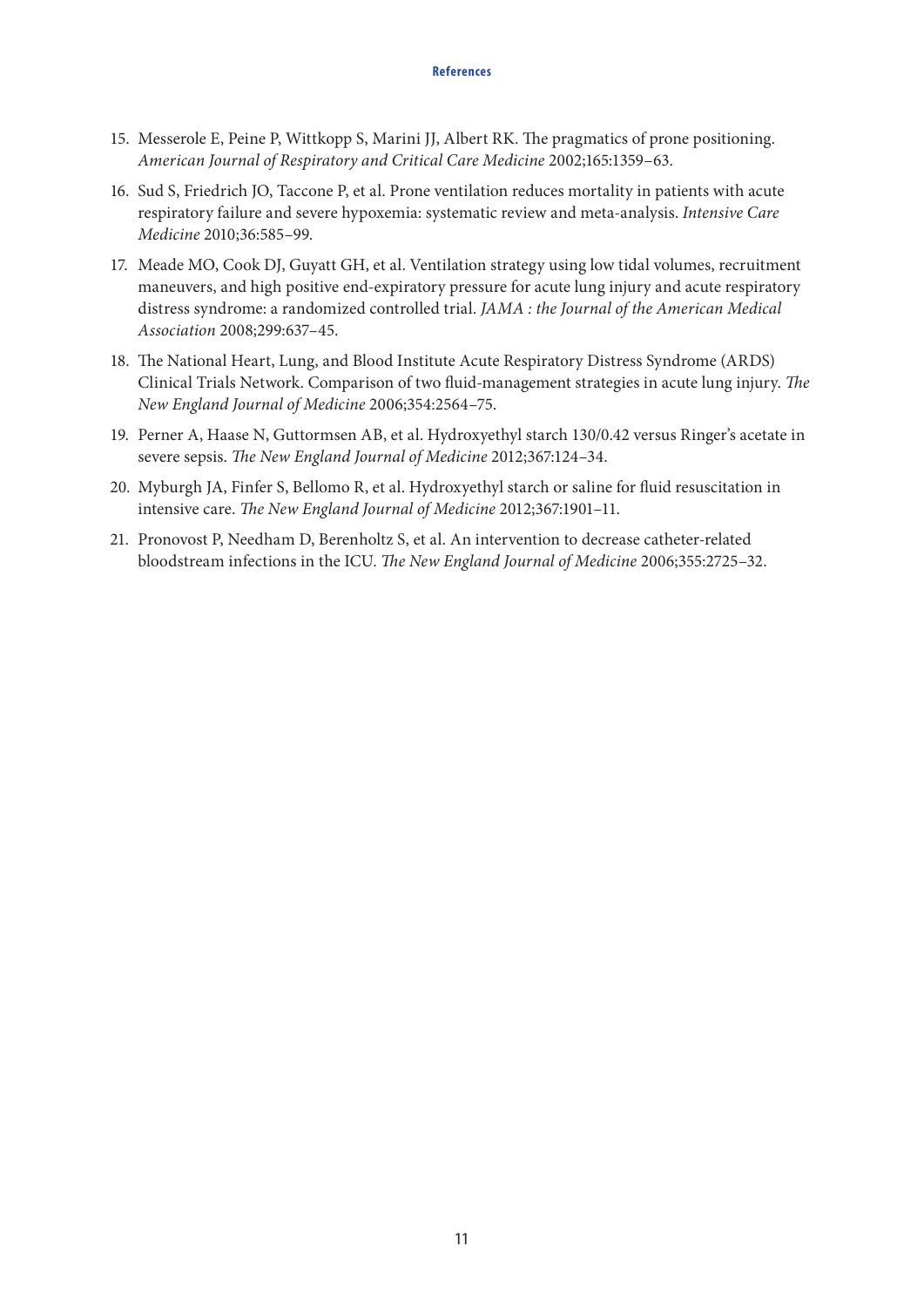15. Messerole E, Peine P, Wittkopp S, Marini JJ, Albert RK. The pragmatics of prone positioning. *American Journal of Respiratory and Critical Care Medicine* 2002;165:1359–63.
16. Sud S, Friedrich JO, Taccone P, et al. Prone ventilation reduces mortality in patients with acute respiratory failure and severe hypoxemia: systematic review and meta-analysis. *Intensive Care Medicine* 2010;36:585–99.
17. Meade MO, Cook DJ, Guyatt GH, et al. Ventilation strategy using low tidal volumes, recruitment maneuvers, and high positive end-expiratory pressure for acute lung injury and acute respiratory distress syndrome: a randomized controlled trial. *JAMA : the Journal of the American Medical Association* 2008;299:637–45.
18. The National Heart, Lung, and Blood Institute Acute Respiratory Distress Syndrome (ARDS) Clinical Trials Network. Comparison of two fluid-management strategies in acute lung injury. *The New England Journal of Medicine* 2006;354:2564–75.
19. Perner A, Haase N, Guttormsen AB, et al. Hydroxyethyl starch 130/0.42 versus Ringer's acetate in severe sepsis. *The New England Journal of Medicine* 2012;367:124–34.
20. Myburgh JA, Finfer S, Bellomo R, et al. Hydroxyethyl starch or saline for fluid resuscitation in intensive care. *The New England Journal of Medicine* 2012;367:1901–11.
21. Pronovost P, Needham D, Berenholtz S, et al. An intervention to decrease catheter-related bloodstream infections in the ICU. *The New England Journal of Medicine* 2006;355:2725–32.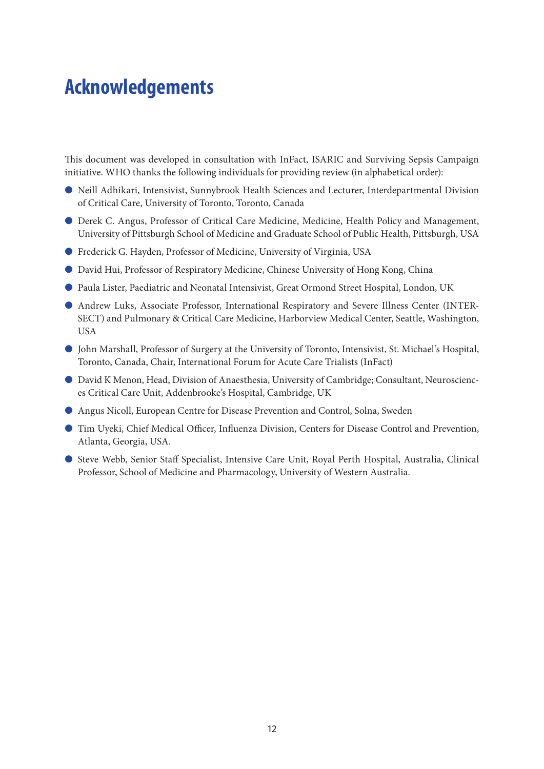# Acknowledgements

This document was developed in consultation with InFact, ISARIC and Surviving Sepsis Campaign initiative. WHO thanks the following individuals for providing review (in alphabetical order):

- Neill Adhikari, Intensivist, Sunnybrook Health Sciences and Lecturer, Interdepartmental Division of Critical Care, University of Toronto, Toronto, Canada
- Derek C. Angus, Professor of Critical Care Medicine, Medicine, Health Policy and Management, University of Pittsburgh School of Medicine and Graduate School of Public Health, Pittsburgh, USA
- Frederick G. Hayden, Professor of Medicine, University of Virginia, USA
- David Hui, Professor of Respiratory Medicine, Chinese University of Hong Kong, China
- Paula Lister, Paediatric and Neonatal Intensivist, Great Ormond Street Hospital, London, UK
- Andrew Luks, Associate Professor, International Respiratory and Severe Illness Center (INTERSECT) and Pulmonary & Critical Care Medicine, Harborview Medical Center, Seattle, Washington, USA
- John Marshall, Professor of Surgery at the University of Toronto, Intensivist, St. Michael's Hospital, Toronto, Canada, Chair, International Forum for Acute Care Trialists (InFact)
- David K Menon, Head, Division of Anaesthesia, University of Cambridge; Consultant, Neurosciences Critical Care Unit, Addenbrooke's Hospital, Cambridge, UK
- Angus Nicoll, European Centre for Disease Prevention and Control, Solna, Sweden
- Tim Uyeki, Chief Medical Officer, Influenza Division, Centers for Disease Control and Prevention, Atlanta, Georgia, USA.
- Steve Webb, Senior Staff Specialist, Intensive Care Unit, Royal Perth Hospital, Australia, Clinical Professor, School of Medicine and Pharmacology, University of Western Australia.